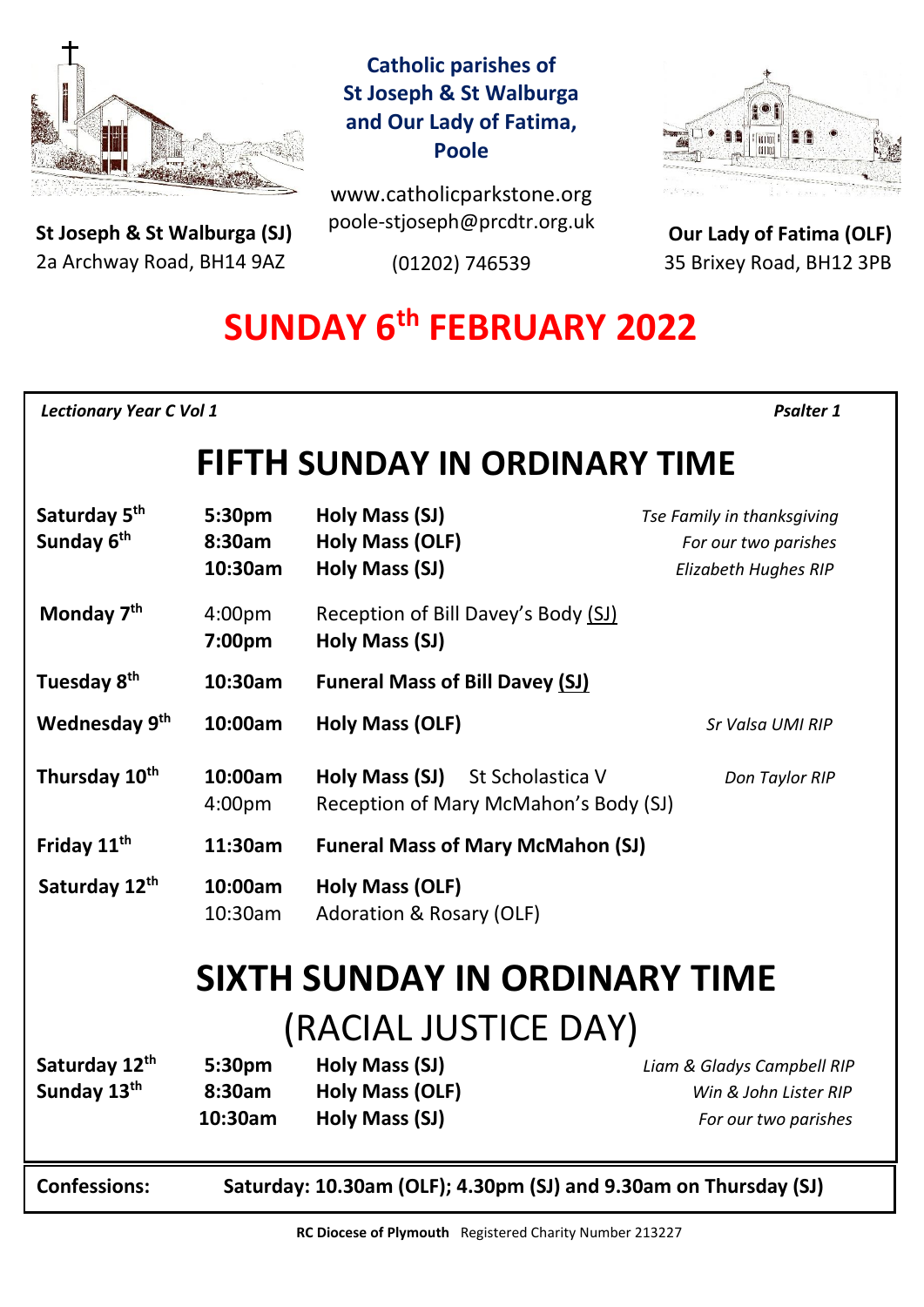**Catholic parishes of St Joseph & St Walburga and Our Lady of Fatima, Poole**

www.catholicparkstone.org
poole-stjoseph@prcdtr.org.uk
(01202) 746539

**St Joseph & St Walburga (SJ)**
2a Archway Road, BH14 9AZ

**Our Lady of Fatima (OLF)**
35 Brixey Road, BH12 3PB

# SUNDAY 6th FEBRUARY 2022

*Lectionary Year C Vol 1* — *Psalter 1*

## FIFTH SUNDAY IN ORDINARY TIME

| Day | Time | Service | Intention |
|---|---|---|---|
| **Saturday 5th** | **5:30pm** | **Holy Mass (SJ)** | *Tse Family in thanksgiving* |
| **Sunday 6th** | **8:30am** | **Holy Mass (OLF)** | *For our two parishes* |
| | **10:30am** | **Holy Mass (SJ)** | *Elizabeth Hughes RIP* |
| **Monday 7th** | 4:00pm | Reception of Bill Davey's Body (SJ) | |
| | **7:00pm** | **Holy Mass (SJ)** | |
| **Tuesday 8th** | **10:30am** | **Funeral Mass of Bill Davey (SJ)** | |
| **Wednesday 9th** | **10:00am** | **Holy Mass (OLF)** | *Sr Valsa UMI RIP* |
| **Thursday 10th** | **10:00am** | **Holy Mass (SJ)** St Scholastica V | *Don Taylor RIP* |
| | 4:00pm | Reception of Mary McMahon's Body (SJ) | |
| **Friday 11th** | **11:30am** | **Funeral Mass of Mary McMahon (SJ)** | |
| **Saturday 12th** | **10:00am** | **Holy Mass (OLF)** | |
| | 10:30am | Adoration & Rosary (OLF) | |

## SIXTH SUNDAY IN ORDINARY TIME
## (RACIAL JUSTICE DAY)

| Day | Time | Service | Intention |
|---|---|---|---|
| **Saturday 12th** | **5:30pm** | **Holy Mass (SJ)** | *Liam & Gladys Campbell RIP* |
| **Sunday 13th** | **8:30am** | **Holy Mass (OLF)** | *Win & John Lister RIP* |
| | **10:30am** | **Holy Mass (SJ)** | *For our two parishes* |

**Confessions:** **Saturday: 10.30am (OLF); 4.30pm (SJ) and 9.30am on Thursday (SJ)**

**RC Diocese of Plymouth** Registered Charity Number 213227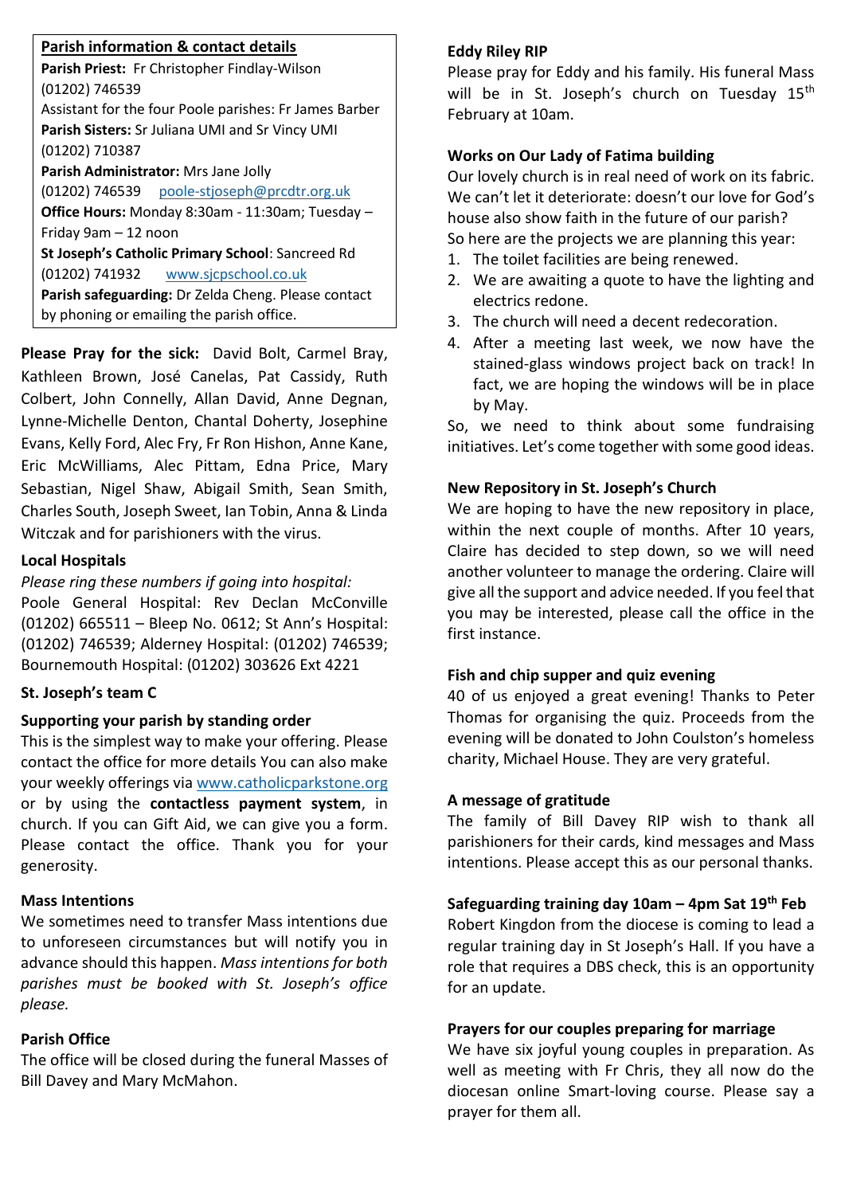## Parish information & contact details

**Parish Priest:** Fr Christopher Findlay-Wilson (01202) 746539

Assistant for the four Poole parishes: Fr James Barber

**Parish Sisters:** Sr Juliana UMI and Sr Vincy UMI (01202) 710387

**Parish Administrator:** Mrs Jane Jolly (01202) 746539 poole-stjoseph@prcdtr.org.uk

**Office Hours:** Monday 8:30am - 11:30am; Tuesday – Friday 9am – 12 noon

**St Joseph's Catholic Primary School**: Sancreed Rd (01202) 741932 www.sjcpschool.co.uk

**Parish safeguarding:** Dr Zelda Cheng. Please contact by phoning or emailing the parish office.

**Please Pray for the sick:** David Bolt, Carmel Bray, Kathleen Brown, José Canelas, Pat Cassidy, Ruth Colbert, John Connelly, Allan David, Anne Degnan, Lynne-Michelle Denton, Chantal Doherty, Josephine Evans, Kelly Ford, Alec Fry, Fr Ron Hishon, Anne Kane, Eric McWilliams, Alec Pittam, Edna Price, Mary Sebastian, Nigel Shaw, Abigail Smith, Sean Smith, Charles South, Joseph Sweet, Ian Tobin, Anna & Linda Witczak and for parishioners with the virus.

### Local Hospitals

*Please ring these numbers if going into hospital:*
Poole General Hospital: Rev Declan McConville (01202) 665511 – Bleep No. 0612; St Ann's Hospital: (01202) 746539; Alderney Hospital: (01202) 746539; Bournemouth Hospital: (01202) 303626 Ext 4221

### St. Joseph's team C

### Supporting your parish by standing order

This is the simplest way to make your offering. Please contact the office for more details You can also make your weekly offerings via www.catholicparkstone.org or by using the **contactless payment system**, in church. If you can Gift Aid, we can give you a form. Please contact the office. Thank you for your generosity.

### Mass Intentions

We sometimes need to transfer Mass intentions due to unforeseen circumstances but will notify you in advance should this happen. *Mass intentions for both parishes must be booked with St. Joseph's office please.*

### Parish Office

The office will be closed during the funeral Masses of Bill Davey and Mary McMahon.

### Eddy Riley RIP

Please pray for Eddy and his family. His funeral Mass will be in St. Joseph's church on Tuesday 15th February at 10am.

### Works on Our Lady of Fatima building

Our lovely church is in real need of work on its fabric. We can't let it deteriorate: doesn't our love for God's house also show faith in the future of our parish?
So here are the projects we are planning this year:

1. The toilet facilities are being renewed.
2. We are awaiting a quote to have the lighting and electrics redone.
3. The church will need a decent redecoration.
4. After a meeting last week, we now have the stained-glass windows project back on track! In fact, we are hoping the windows will be in place by May.

So, we need to think about some fundraising initiatives. Let's come together with some good ideas.

### New Repository in St. Joseph's Church

We are hoping to have the new repository in place, within the next couple of months. After 10 years, Claire has decided to step down, so we will need another volunteer to manage the ordering. Claire will give all the support and advice needed. If you feel that you may be interested, please call the office in the first instance.

### Fish and chip supper and quiz evening

40 of us enjoyed a great evening! Thanks to Peter Thomas for organising the quiz. Proceeds from the evening will be donated to John Coulston's homeless charity, Michael House. They are very grateful.

### A message of gratitude

The family of Bill Davey RIP wish to thank all parishioners for their cards, kind messages and Mass intentions. Please accept this as our personal thanks.

### Safeguarding training day 10am – 4pm Sat 19th Feb

Robert Kingdon from the diocese is coming to lead a regular training day in St Joseph's Hall. If you have a role that requires a DBS check, this is an opportunity for an update.

### Prayers for our couples preparing for marriage

We have six joyful young couples in preparation. As well as meeting with Fr Chris, they all now do the diocesan online Smart-loving course. Please say a prayer for them all.